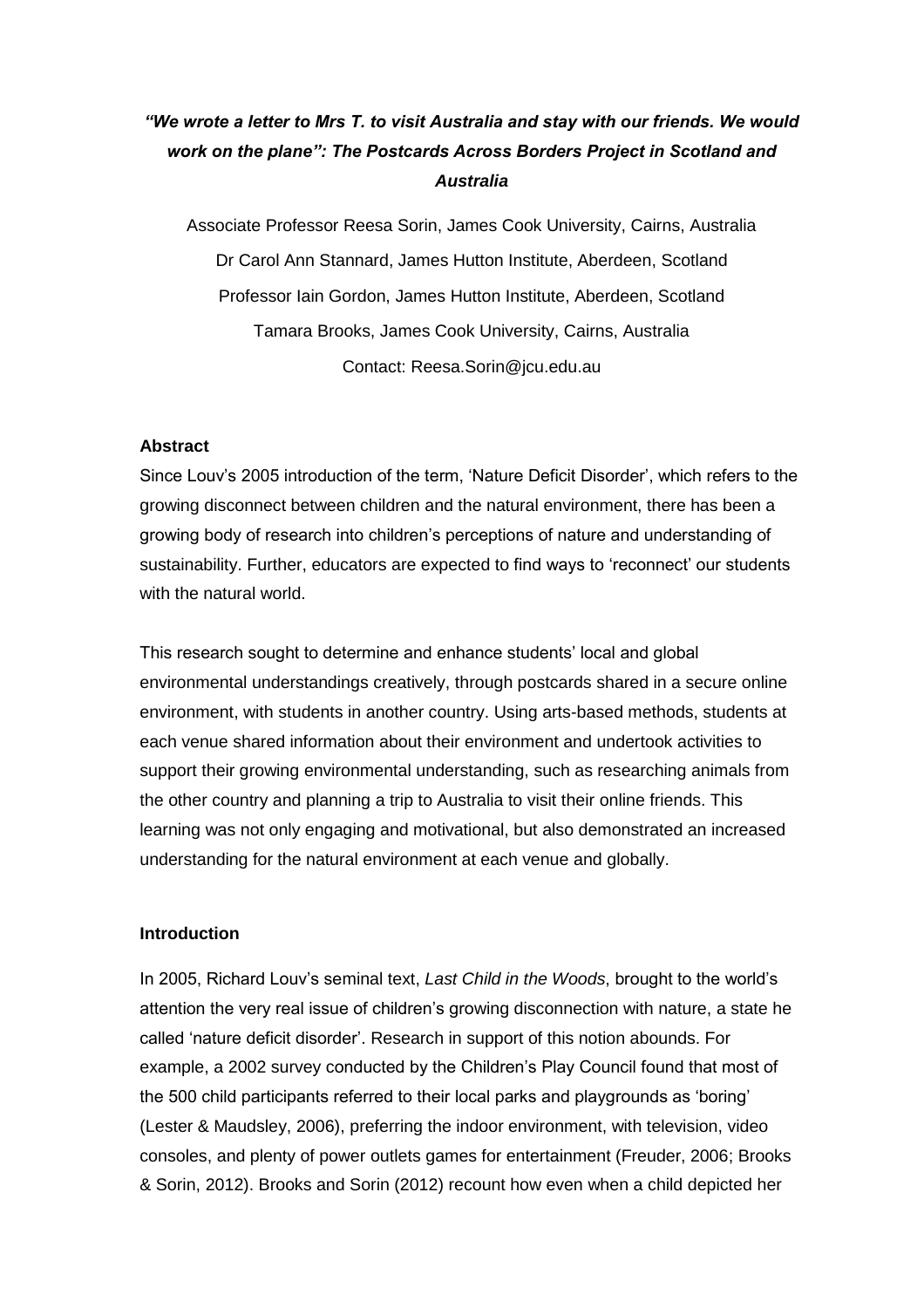# *"We wrote a letter to Mrs T. to visit Australia and stay with our friends. We would work on the plane": The Postcards Across Borders Project in Scotland and Australia*

Associate Professor Reesa Sorin, James Cook University, Cairns, Australia

Dr Carol Ann Stannard, James Hutton Institute, Aberdeen, Scotland

Professor Iain Gordon, James Hutton Institute, Aberdeen, Scotland

Tamara Brooks, James Cook University, Cairns, Australia

Contact: Reesa.Sorin@jcu.edu.au

## Abstract

Since Louv's 2005 introduction of the term, 'Nature Deficit Disorder', which refers to the growing disconnect between children and the natural environment, there has been a growing body of research into children's perceptions of nature and understanding of sustainability. Further, educators are expected to find ways to 'reconnect' our students with the natural world.

This research sought to determine and enhance students' local and global environmental understandings creatively, through postcards shared in a secure online environment, with students in another country. Using arts-based methods, students at each venue shared information about their environment and undertook activities to support their growing environmental understanding, such as researching animals from the other country and planning a trip to Australia to visit their online friends. This learning was not only engaging and motivational, but also demonstrated an increased understanding for the natural environment at each venue and globally.

## Introduction

In 2005, Richard Louv's seminal text, *Last Child in the Woods*, brought to the world's attention the very real issue of children's growing disconnection with nature, a state he called 'nature deficit disorder'. Research in support of this notion abounds. For example, a 2002 survey conducted by the Children's Play Council found that most of the 500 child participants referred to their local parks and playgrounds as 'boring' (Lester & Maudsley, 2006), preferring the indoor environment, with television, video consoles, and plenty of power outlets games for entertainment (Freuder, 2006; Brooks & Sorin, 2012). Brooks and Sorin (2012) recount how even when a child depicted her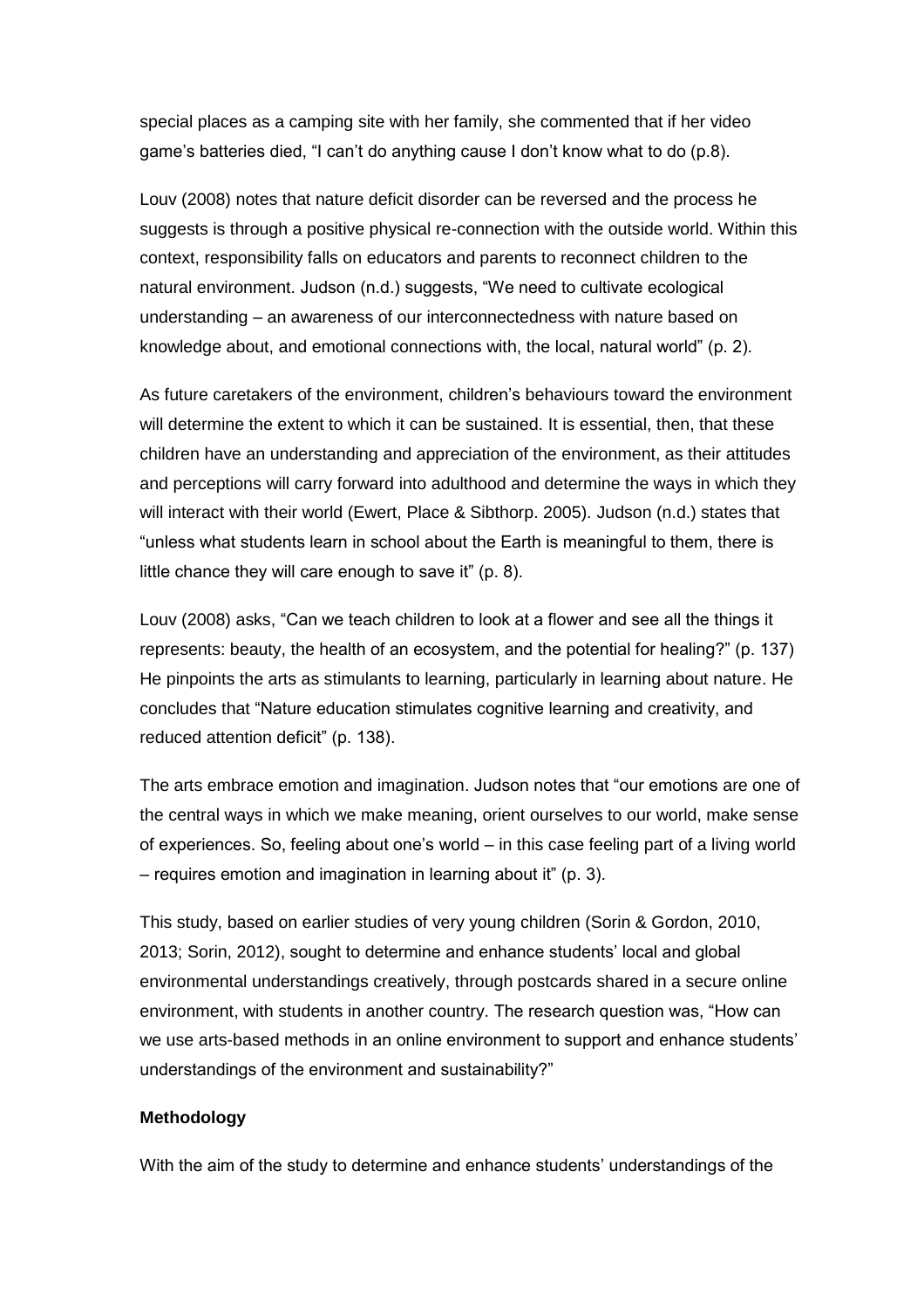special places as a camping site with her family, she commented that if her video game's batteries died, "I can't do anything cause I don't know what to do (p.8).

Louv (2008) notes that nature deficit disorder can be reversed and the process he suggests is through a positive physical re-connection with the outside world. Within this context, responsibility falls on educators and parents to reconnect children to the natural environment. Judson (n.d.) suggests, "We need to cultivate ecological understanding – an awareness of our interconnectedness with nature based on knowledge about, and emotional connections with, the local, natural world" (p. 2).

As future caretakers of the environment, children's behaviours toward the environment will determine the extent to which it can be sustained. It is essential, then, that these children have an understanding and appreciation of the environment, as their attitudes and perceptions will carry forward into adulthood and determine the ways in which they will interact with their world (Ewert, Place & Sibthorp. 2005). Judson (n.d.) states that "unless what students learn in school about the Earth is meaningful to them, there is little chance they will care enough to save it" (p. 8).

Louv (2008) asks, "Can we teach children to look at a flower and see all the things it represents: beauty, the health of an ecosystem, and the potential for healing?" (p. 137) He pinpoints the arts as stimulants to learning, particularly in learning about nature. He concludes that "Nature education stimulates cognitive learning and creativity, and reduced attention deficit" (p. 138).

The arts embrace emotion and imagination. Judson notes that "our emotions are one of the central ways in which we make meaning, orient ourselves to our world, make sense of experiences. So, feeling about one's world – in this case feeling part of a living world – requires emotion and imagination in learning about it" (p. 3).

This study, based on earlier studies of very young children (Sorin & Gordon, 2010, 2013; Sorin, 2012), sought to determine and enhance students' local and global environmental understandings creatively, through postcards shared in a secure online environment, with students in another country. The research question was, "How can we use arts-based methods in an online environment to support and enhance students' understandings of the environment and sustainability?"

**Methodology**

With the aim of the study to determine and enhance students' understandings of the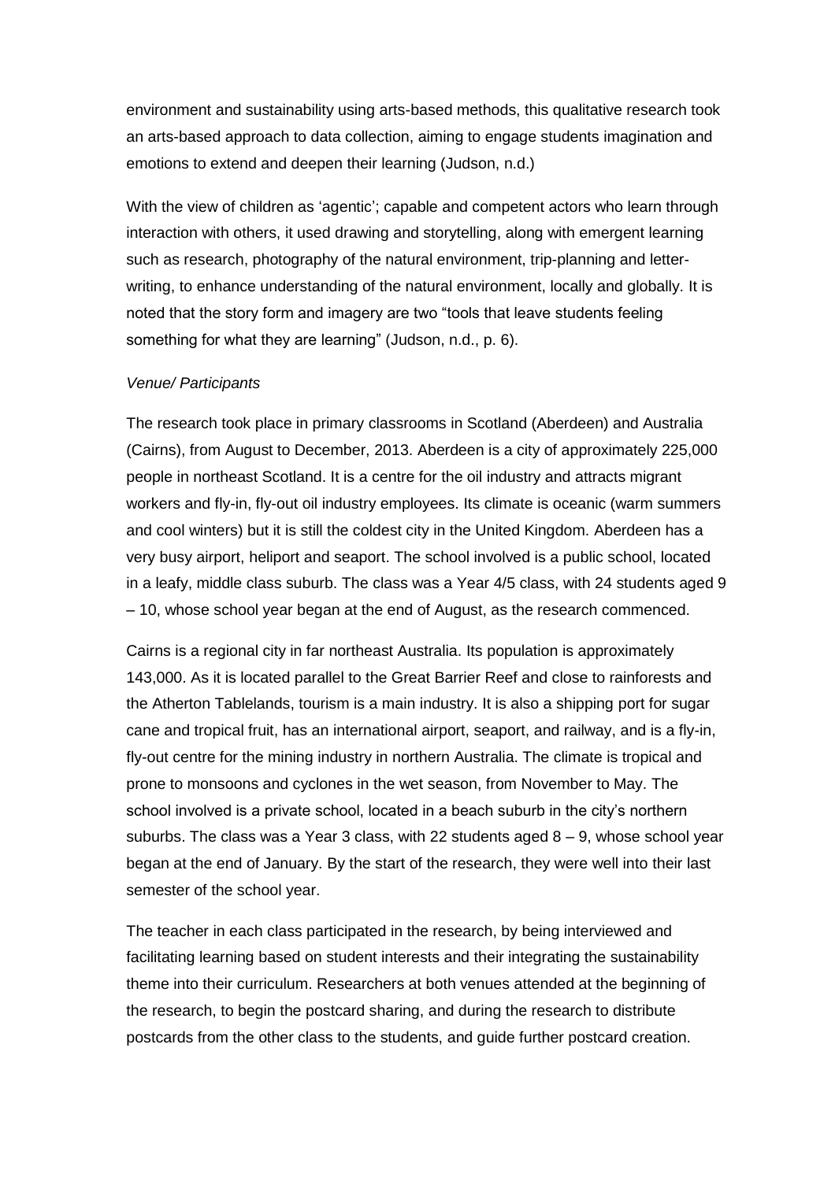environment and sustainability using arts-based methods, this qualitative research took an arts-based approach to data collection, aiming to engage students imagination and emotions to extend and deepen their learning (Judson, n.d.)

With the view of children as 'agentic'; capable and competent actors who learn through interaction with others, it used drawing and storytelling, along with emergent learning such as research, photography of the natural environment, trip-planning and letter-writing, to enhance understanding of the natural environment, locally and globally. It is noted that the story form and imagery are two "tools that leave students feeling something for what they are learning" (Judson, n.d., p. 6).

*Venue/ Participants*

The research took place in primary classrooms in Scotland (Aberdeen) and Australia (Cairns), from August to December, 2013. Aberdeen is a city of approximately 225,000 people in northeast Scotland. It is a centre for the oil industry and attracts migrant workers and fly-in, fly-out oil industry employees. Its climate is oceanic (warm summers and cool winters) but it is still the coldest city in the United Kingdom. Aberdeen has a very busy airport, heliport and seaport. The school involved is a public school, located in a leafy, middle class suburb. The class was a Year 4/5 class, with 24 students aged 9 – 10, whose school year began at the end of August, as the research commenced.

Cairns is a regional city in far northeast Australia. Its population is approximately 143,000. As it is located parallel to the Great Barrier Reef and close to rainforests and the Atherton Tablelands, tourism is a main industry. It is also a shipping port for sugar cane and tropical fruit, has an international airport, seaport, and railway, and is a fly-in, fly-out centre for the mining industry in northern Australia. The climate is tropical and prone to monsoons and cyclones in the wet season, from November to May. The school involved is a private school, located in a beach suburb in the city's northern suburbs. The class was a Year 3 class, with 22 students aged 8 – 9, whose school year began at the end of January. By the start of the research, they were well into their last semester of the school year.

The teacher in each class participated in the research, by being interviewed and facilitating learning based on student interests and their integrating the sustainability theme into their curriculum. Researchers at both venues attended at the beginning of the research, to begin the postcard sharing, and during the research to distribute postcards from the other class to the students, and guide further postcard creation.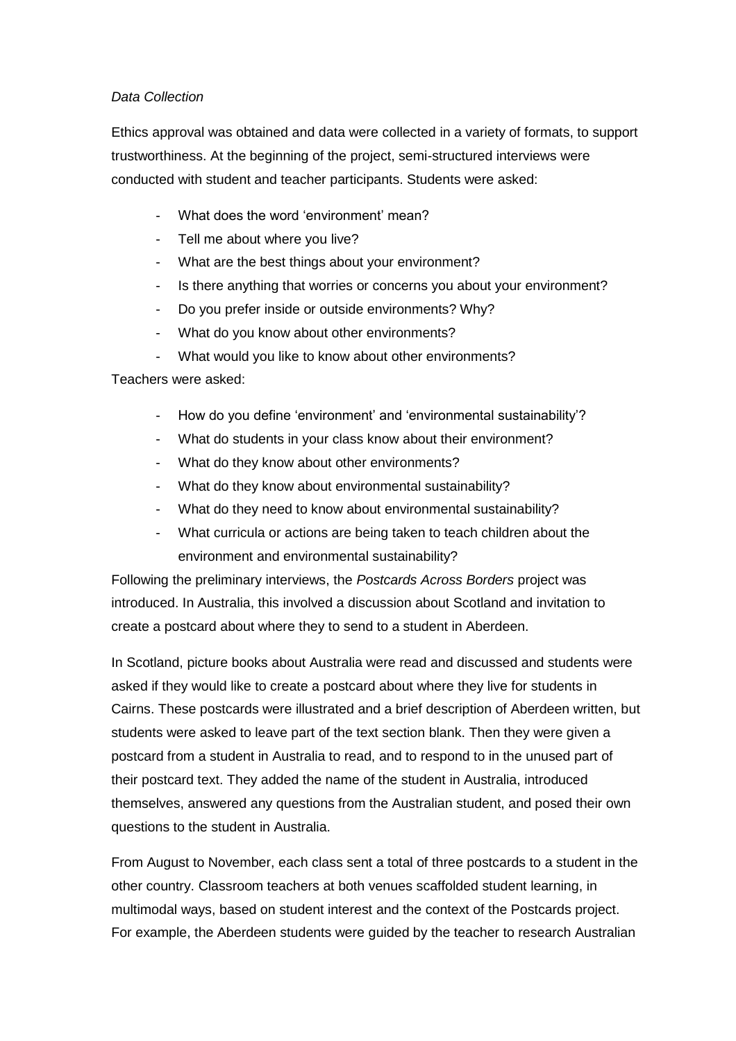*Data Collection*

Ethics approval was obtained and data were collected in a variety of formats, to support trustworthiness. At the beginning of the project, semi-structured interviews were conducted with student and teacher participants. Students were asked:

- What does the word ‘environment’ mean?
- Tell me about where you live?
- What are the best things about your environment?
- Is there anything that worries or concerns you about your environment?
- Do you prefer inside or outside environments? Why?
- What do you know about other environments?
- What would you like to know about other environments?

Teachers were asked:

- How do you define ‘environment’ and ‘environmental sustainability’?
- What do students in your class know about their environment?
- What do they know about other environments?
- What do they know about environmental sustainability?
- What do they need to know about environmental sustainability?
- What curricula or actions are being taken to teach children about the environment and environmental sustainability?

Following the preliminary interviews, the *Postcards Across Borders* project was introduced. In Australia, this involved a discussion about Scotland and invitation to create a postcard about where they to send to a student in Aberdeen.

In Scotland, picture books about Australia were read and discussed and students were asked if they would like to create a postcard about where they live for students in Cairns. These postcards were illustrated and a brief description of Aberdeen written, but students were asked to leave part of the text section blank. Then they were given a postcard from a student in Australia to read, and to respond to in the unused part of their postcard text. They added the name of the student in Australia, introduced themselves, answered any questions from the Australian student, and posed their own questions to the student in Australia.

From August to November, each class sent a total of three postcards to a student in the other country. Classroom teachers at both venues scaffolded student learning, in multimodal ways, based on student interest and the context of the Postcards project. For example, the Aberdeen students were guided by the teacher to research Australian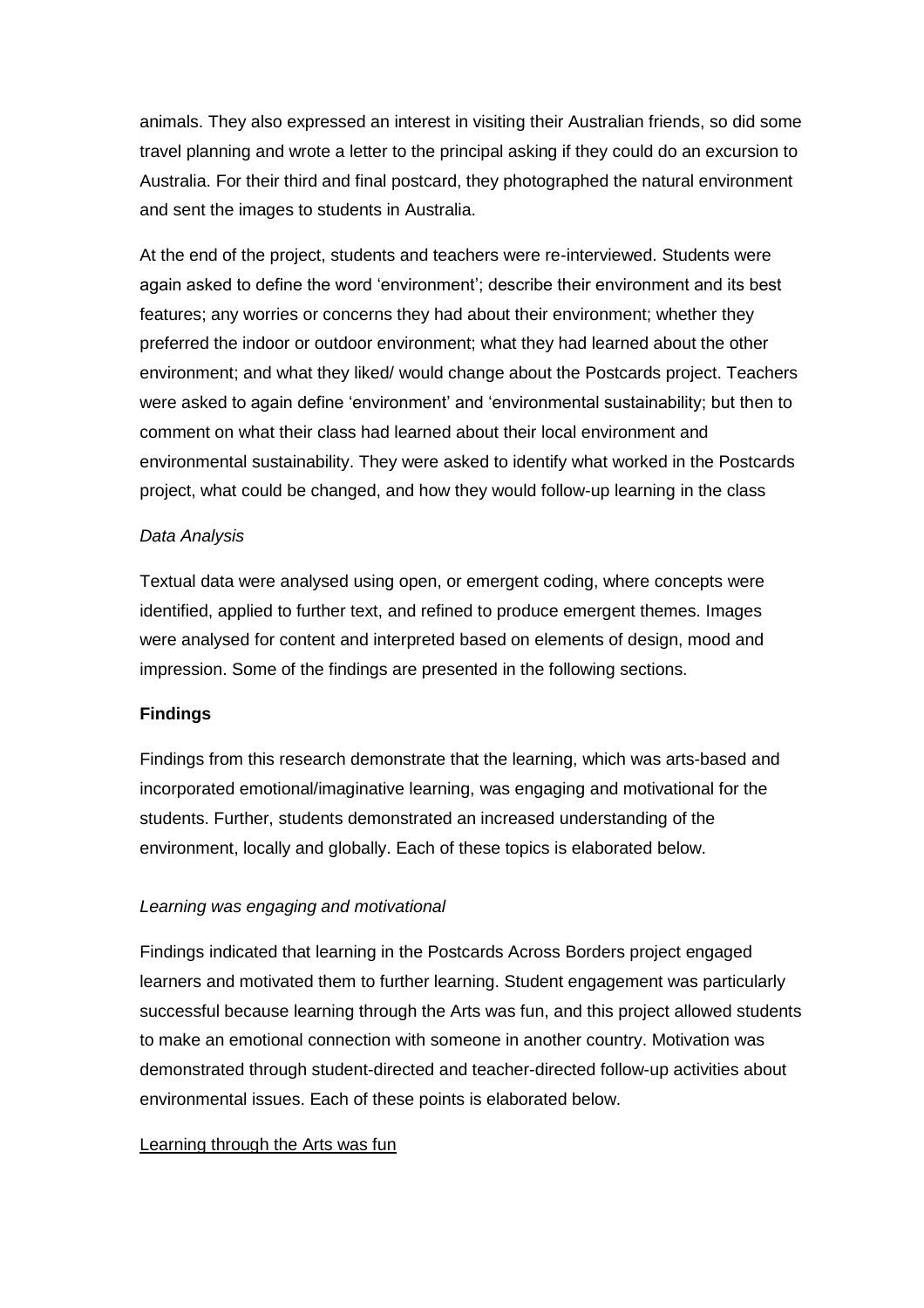animals. They also expressed an interest in visiting their Australian friends, so did some travel planning and wrote a letter to the principal asking if they could do an excursion to Australia. For their third and final postcard, they photographed the natural environment and sent the images to students in Australia.

At the end of the project, students and teachers were re-interviewed. Students were again asked to define the word 'environment'; describe their environment and its best features; any worries or concerns they had about their environment; whether they preferred the indoor or outdoor environment; what they had learned about the other environment; and what they liked/ would change about the Postcards project. Teachers were asked to again define 'environment' and 'environmental sustainability; but then to comment on what their class had learned about their local environment and environmental sustainability. They were asked to identify what worked in the Postcards project, what could be changed, and how they would follow-up learning in the class

*Data Analysis*

Textual data were analysed using open, or emergent coding, where concepts were identified, applied to further text, and refined to produce emergent themes. Images were analysed for content and interpreted based on elements of design, mood and impression. Some of the findings are presented in the following sections.

**Findings**

Findings from this research demonstrate that the learning, which was arts-based and incorporated emotional/imaginative learning, was engaging and motivational for the students. Further, students demonstrated an increased understanding of the environment, locally and globally. Each of these topics is elaborated below.

*Learning was engaging and motivational*

Findings indicated that learning in the Postcards Across Borders project engaged learners and motivated them to further learning. Student engagement was particularly successful because learning through the Arts was fun, and this project allowed students to make an emotional connection with someone in another country. Motivation was demonstrated through student-directed and teacher-directed follow-up activities about environmental issues. Each of these points is elaborated below.

<u>Learning through the Arts was fun</u>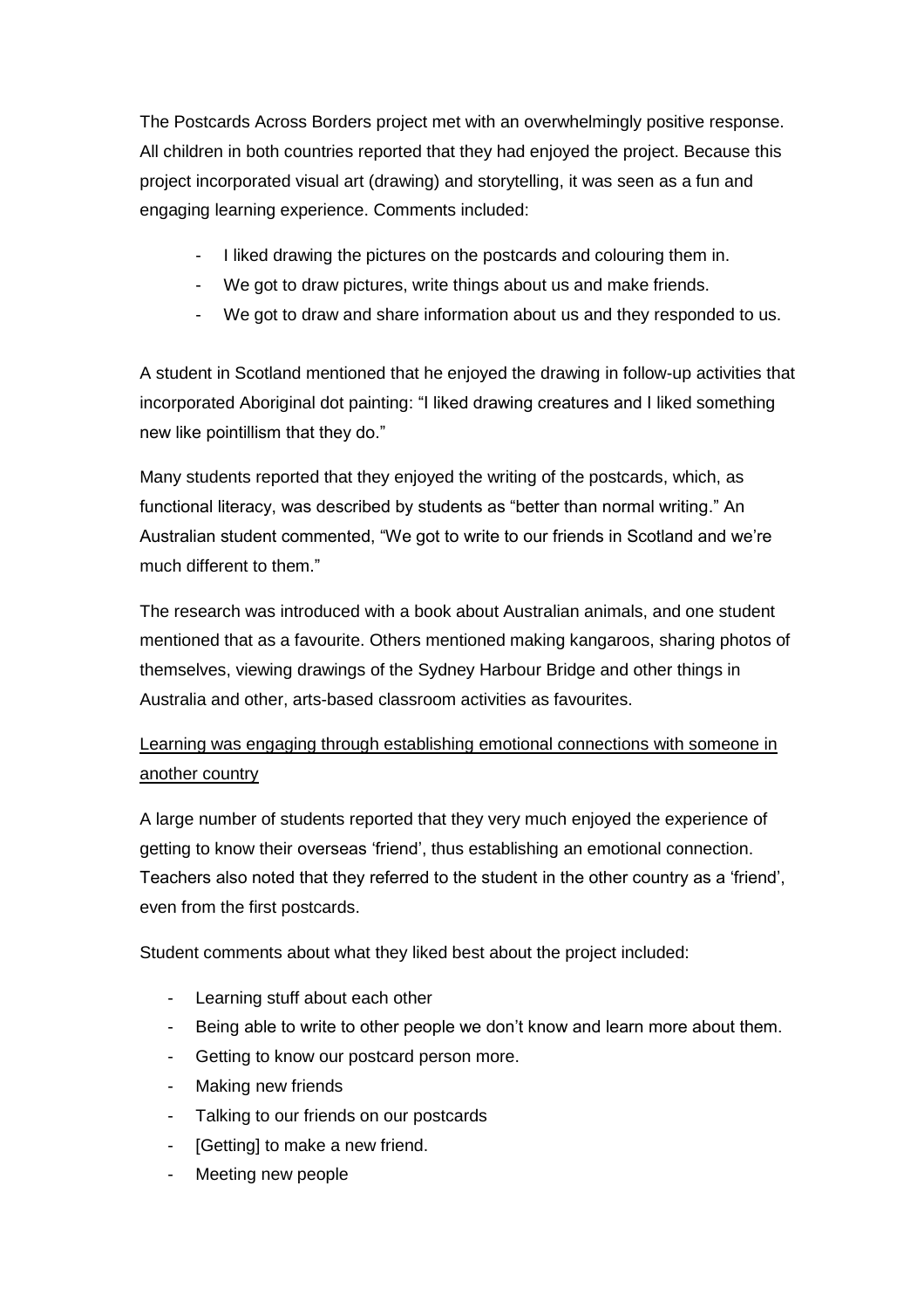The Postcards Across Borders project met with an overwhelmingly positive response. All children in both countries reported that they had enjoyed the project. Because this project incorporated visual art (drawing) and storytelling, it was seen as a fun and engaging learning experience. Comments included:

- I liked drawing the pictures on the postcards and colouring them in.
- We got to draw pictures, write things about us and make friends.
- We got to draw and share information about us and they responded to us.

A student in Scotland mentioned that he enjoyed the drawing in follow-up activities that incorporated Aboriginal dot painting: "I liked drawing creatures and I liked something new like pointillism that they do."

Many students reported that they enjoyed the writing of the postcards, which, as functional literacy, was described by students as "better than normal writing." An Australian student commented, "We got to write to our friends in Scotland and we're much different to them."

The research was introduced with a book about Australian animals, and one student mentioned that as a favourite. Others mentioned making kangaroos, sharing photos of themselves, viewing drawings of the Sydney Harbour Bridge and other things in Australia and other, arts-based classroom activities as favourites.

<u>Learning was engaging through establishing emotional connections with someone in another country</u>

A large number of students reported that they very much enjoyed the experience of getting to know their overseas 'friend', thus establishing an emotional connection. Teachers also noted that they referred to the student in the other country as a 'friend', even from the first postcards.

Student comments about what they liked best about the project included:

- Learning stuff about each other
- Being able to write to other people we don't know and learn more about them.
- Getting to know our postcard person more.
- Making new friends
- Talking to our friends on our postcards
- [Getting] to make a new friend.
- Meeting new people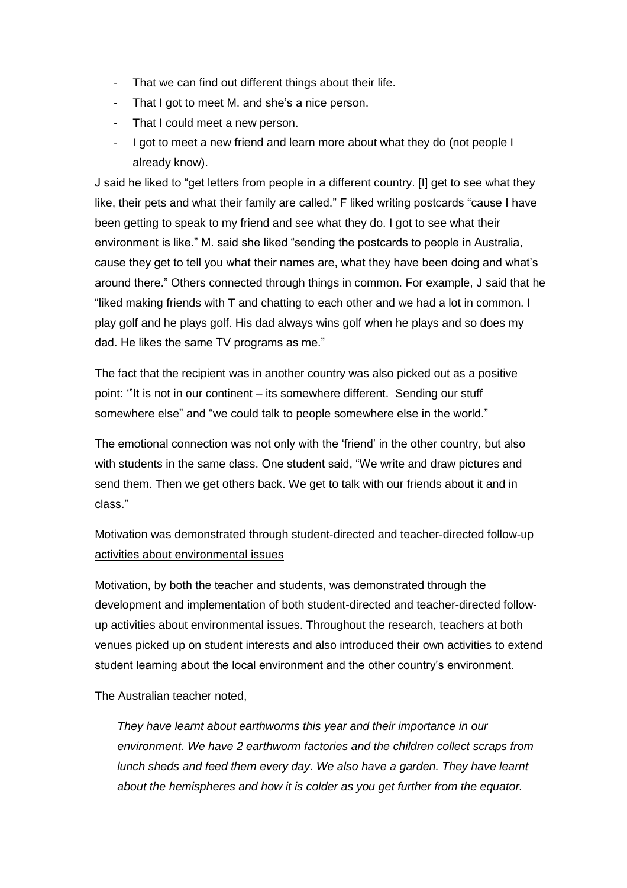- That we can find out different things about their life.
- That I got to meet M. and she's a nice person.
- That I could meet a new person.
- I got to meet a new friend and learn more about what they do (not people I already know).

J said he liked to "get letters from people in a different country. [I] get to see what they like, their pets and what their family are called." F liked writing postcards "cause I have been getting to speak to my friend and see what they do. I got to see what their environment is like." M. said she liked "sending the postcards to people in Australia, cause they get to tell you what their names are, what they have been doing and what's around there." Others connected through things in common. For example, J said that he "liked making friends with T and chatting to each other and we had a lot in common. I play golf and he plays golf. His dad always wins golf when he plays and so does my dad. He likes the same TV programs as me."

The fact that the recipient was in another country was also picked out as a positive point: '"It is not in our continent – its somewhere different. Sending our stuff somewhere else" and "we could talk to people somewhere else in the world."

The emotional connection was not only with the 'friend' in the other country, but also with students in the same class. One student said, "We write and draw pictures and send them. Then we get others back. We get to talk with our friends about it and in class."

<u>Motivation was demonstrated through student-directed and teacher-directed follow-up activities about environmental issues</u>

Motivation, by both the teacher and students, was demonstrated through the development and implementation of both student-directed and teacher-directed follow-up activities about environmental issues. Throughout the research, teachers at both venues picked up on student interests and also introduced their own activities to extend student learning about the local environment and the other country's environment.

The Australian teacher noted,

> *They have learnt about earthworms this year and their importance in our environment. We have 2 earthworm factories and the children collect scraps from lunch sheds and feed them every day. We also have a garden. They have learnt about the hemispheres and how it is colder as you get further from the equator.*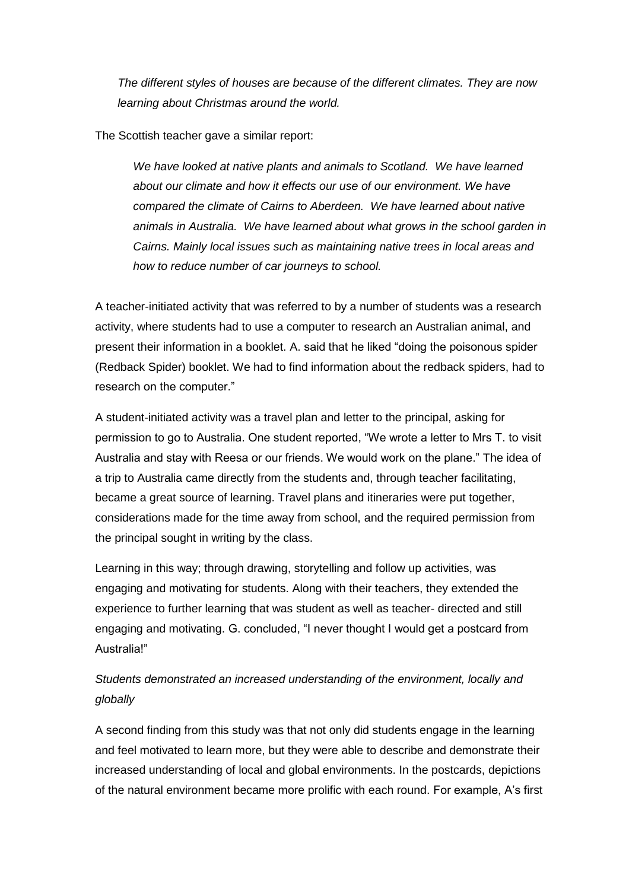*The different styles of houses are because of the different climates. They are now learning about Christmas around the world.*

The Scottish teacher gave a similar report:

> *We have looked at native plants and animals to Scotland. We have learned about our climate and how it effects our use of our environment. We have compared the climate of Cairns to Aberdeen. We have learned about native animals in Australia. We have learned about what grows in the school garden in Cairns. Mainly local issues such as maintaining native trees in local areas and how to reduce number of car journeys to school.*

A teacher-initiated activity that was referred to by a number of students was a research activity, where students had to use a computer to research an Australian animal, and present their information in a booklet. A. said that he liked "doing the poisonous spider (Redback Spider) booklet. We had to find information about the redback spiders, had to research on the computer."

A student-initiated activity was a travel plan and letter to the principal, asking for permission to go to Australia. One student reported, "We wrote a letter to Mrs T. to visit Australia and stay with Reesa or our friends. We would work on the plane." The idea of a trip to Australia came directly from the students and, through teacher facilitating, became a great source of learning. Travel plans and itineraries were put together, considerations made for the time away from school, and the required permission from the principal sought in writing by the class.

Learning in this way; through drawing, storytelling and follow up activities, was engaging and motivating for students. Along with their teachers, they extended the experience to further learning that was student as well as teacher- directed and still engaging and motivating. G. concluded, "I never thought I would get a postcard from Australia!"

*Students demonstrated an increased understanding of the environment, locally and globally*

A second finding from this study was that not only did students engage in the learning and feel motivated to learn more, but they were able to describe and demonstrate their increased understanding of local and global environments. In the postcards, depictions of the natural environment became more prolific with each round. For example, A's first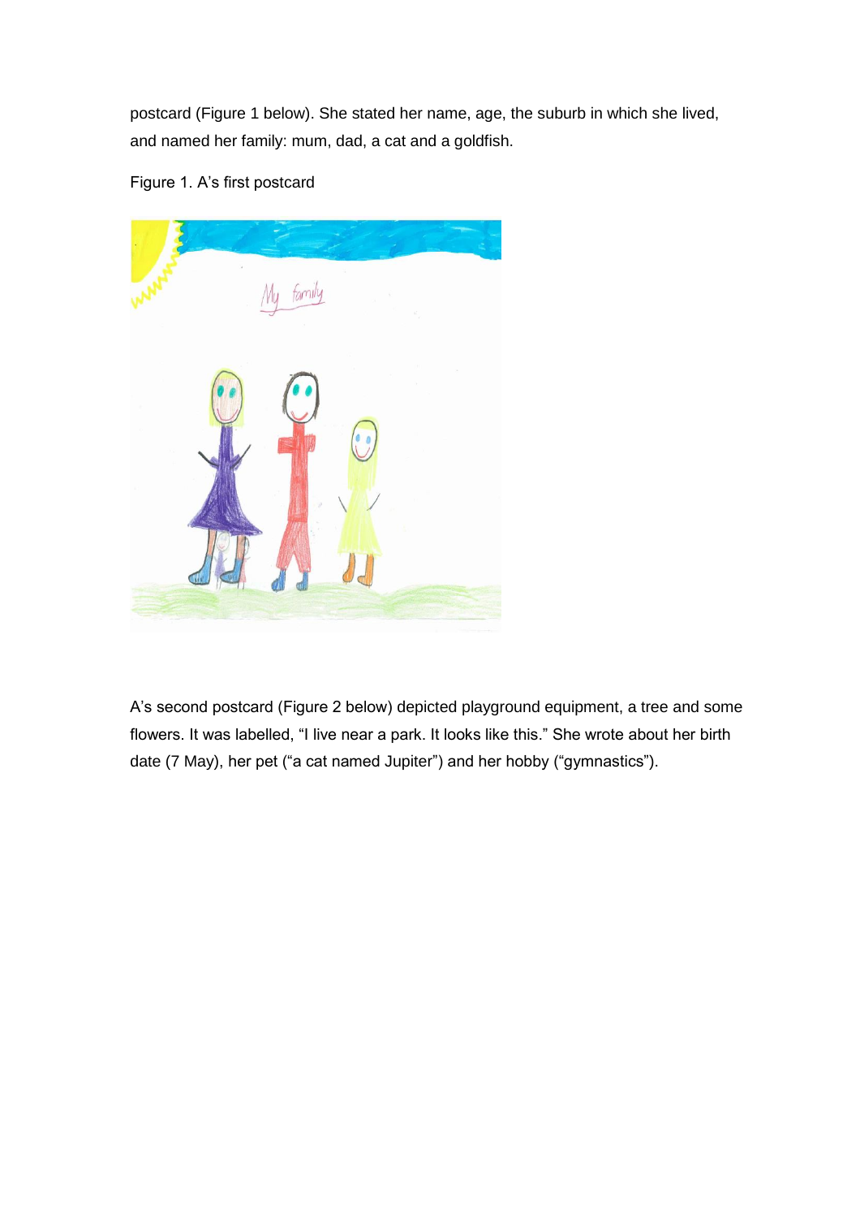postcard (Figure 1 below). She stated her name, age, the suburb in which she lived, and named her family: mum, dad, a cat and a goldfish.

Figure 1. A's first postcard

A's second postcard (Figure 2 below) depicted playground equipment, a tree and some flowers. It was labelled, "I live near a park. It looks like this." She wrote about her birth date (7 May), her pet ("a cat named Jupiter") and her hobby ("gymnastics").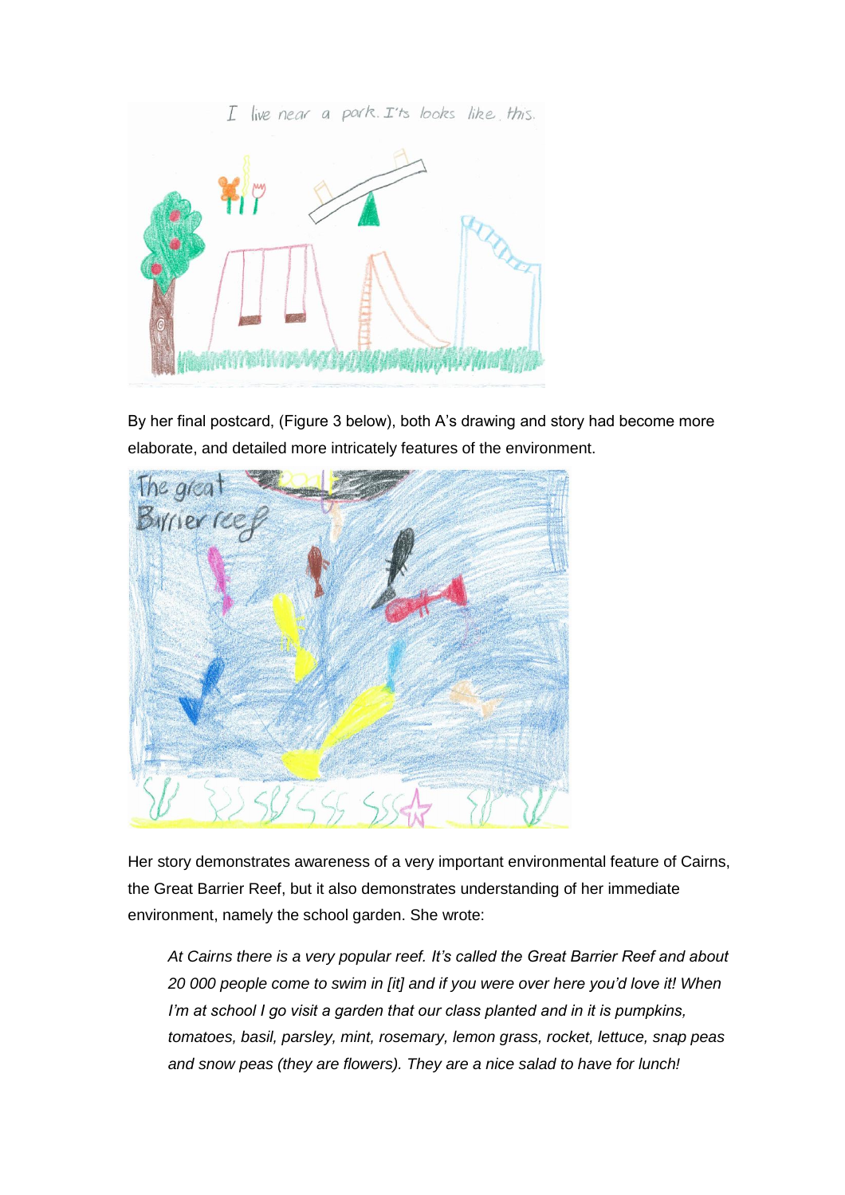By her final postcard, (Figure 3 below), both A's drawing and story had become more elaborate, and detailed more intricately features of the environment.

Her story demonstrates awareness of a very important environmental feature of Cairns, the Great Barrier Reef, but it also demonstrates understanding of her immediate environment, namely the school garden. She wrote:

> *At Cairns there is a very popular reef. It's called the Great Barrier Reef and about 20 000 people come to swim in [it] and if you were over here you'd love it! When I'm at school I go visit a garden that our class planted and in it is pumpkins, tomatoes, basil, parsley, mint, rosemary, lemon grass, rocket, lettuce, snap peas and snow peas (they are flowers). They are a nice salad to have for lunch!*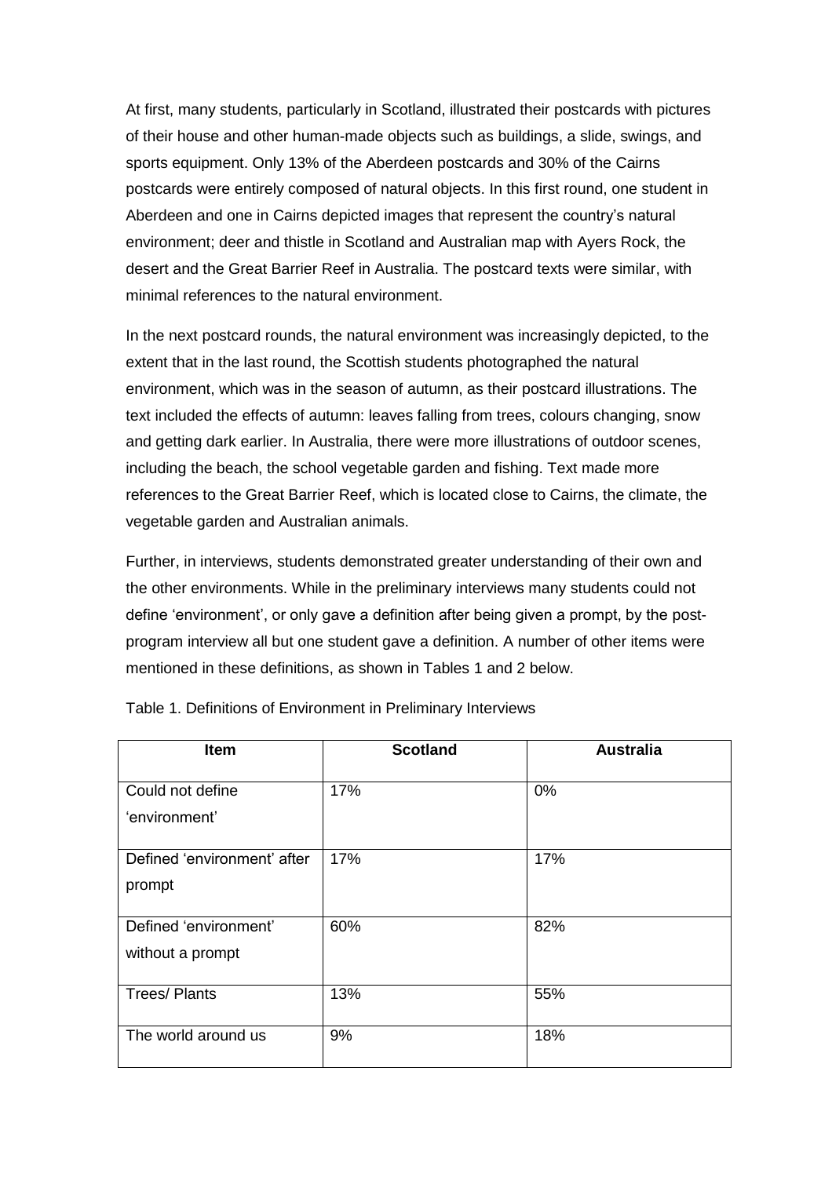At first, many students, particularly in Scotland, illustrated their postcards with pictures of their house and other human-made objects such as buildings, a slide, swings, and sports equipment. Only 13% of the Aberdeen postcards and 30% of the Cairns postcards were entirely composed of natural objects. In this first round, one student in Aberdeen and one in Cairns depicted images that represent the country's natural environment; deer and thistle in Scotland and Australian map with Ayers Rock, the desert and the Great Barrier Reef in Australia. The postcard texts were similar, with minimal references to the natural environment.

In the next postcard rounds, the natural environment was increasingly depicted, to the extent that in the last round, the Scottish students photographed the natural environment, which was in the season of autumn, as their postcard illustrations. The text included the effects of autumn: leaves falling from trees, colours changing, snow and getting dark earlier. In Australia, there were more illustrations of outdoor scenes, including the beach, the school vegetable garden and fishing. Text made more references to the Great Barrier Reef, which is located close to Cairns, the climate, the vegetable garden and Australian animals.

Further, in interviews, students demonstrated greater understanding of their own and the other environments. While in the preliminary interviews many students could not define 'environment', or only gave a definition after being given a prompt, by the post-program interview all but one student gave a definition. A number of other items were mentioned in these definitions, as shown in Tables 1 and 2 below.

Table 1. Definitions of Environment in Preliminary Interviews

| Item | Scotland | Australia |
|---|---|---|
| Could not define 'environment' | 17% | 0% |
| Defined 'environment' after prompt | 17% | 17% |
| Defined 'environment' without a prompt | 60% | 82% |
| Trees/ Plants | 13% | 55% |
| The world around us | 9% | 18% |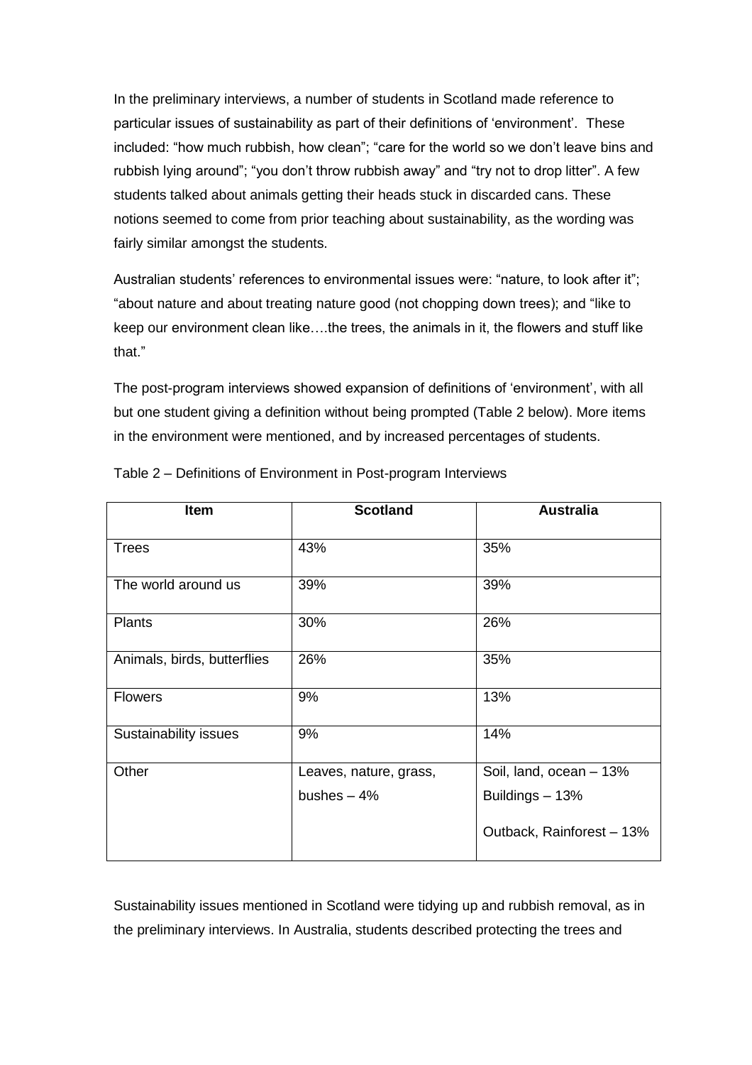In the preliminary interviews, a number of students in Scotland made reference to particular issues of sustainability as part of their definitions of 'environment'. These included: "how much rubbish, how clean"; "care for the world so we don't leave bins and rubbish lying around"; "you don't throw rubbish away" and "try not to drop litter". A few students talked about animals getting their heads stuck in discarded cans. These notions seemed to come from prior teaching about sustainability, as the wording was fairly similar amongst the students.

Australian students' references to environmental issues were: "nature, to look after it"; "about nature and about treating nature good (not chopping down trees); and "like to keep our environment clean like….the trees, the animals in it, the flowers and stuff like that."

The post-program interviews showed expansion of definitions of 'environment', with all but one student giving a definition without being prompted (Table 2 below). More items in the environment were mentioned, and by increased percentages of students.

Table 2 – Definitions of Environment in Post-program Interviews

| Item | Scotland | Australia |
|---|---|---|
| Trees | 43% | 35% |
| The world around us | 39% | 39% |
| Plants | 30% | 26% |
| Animals, birds, butterflies | 26% | 35% |
| Flowers | 9% | 13% |
| Sustainability issues | 9% | 14% |
| Other | Leaves, nature, grass, bushes – 4% | Soil, land, ocean – 13%<br>Buildings – 13%<br>Outback, Rainforest – 13% |

Sustainability issues mentioned in Scotland were tidying up and rubbish removal, as in the preliminary interviews. In Australia, students described protecting the trees and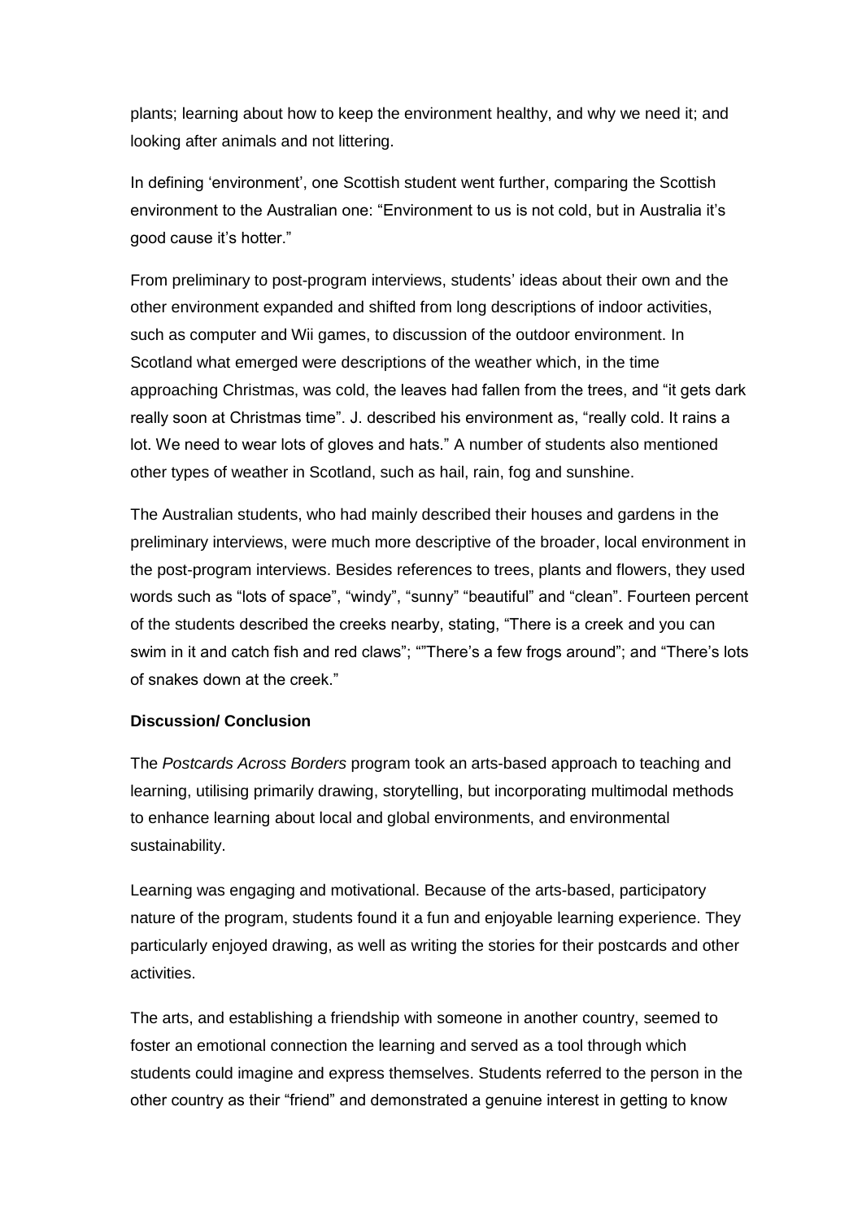plants; learning about how to keep the environment healthy, and why we need it; and looking after animals and not littering.

In defining 'environment', one Scottish student went further, comparing the Scottish environment to the Australian one: "Environment to us is not cold, but in Australia it's good cause it's hotter."

From preliminary to post-program interviews, students' ideas about their own and the other environment expanded and shifted from long descriptions of indoor activities, such as computer and Wii games, to discussion of the outdoor environment. In Scotland what emerged were descriptions of the weather which, in the time approaching Christmas, was cold, the leaves had fallen from the trees, and "it gets dark really soon at Christmas time". J. described his environment as, "really cold. It rains a lot. We need to wear lots of gloves and hats." A number of students also mentioned other types of weather in Scotland, such as hail, rain, fog and sunshine.

The Australian students, who had mainly described their houses and gardens in the preliminary interviews, were much more descriptive of the broader, local environment in the post-program interviews. Besides references to trees, plants and flowers, they used words such as "lots of space", "windy", "sunny" "beautiful" and "clean". Fourteen percent of the students described the creeks nearby, stating, "There is a creek and you can swim in it and catch fish and red claws"; ""There's a few frogs around"; and "There's lots of snakes down at the creek."

**Discussion/ Conclusion**

The *Postcards Across Borders* program took an arts-based approach to teaching and learning, utilising primarily drawing, storytelling, but incorporating multimodal methods to enhance learning about local and global environments, and environmental sustainability.

Learning was engaging and motivational. Because of the arts-based, participatory nature of the program, students found it a fun and enjoyable learning experience. They particularly enjoyed drawing, as well as writing the stories for their postcards and other activities.

The arts, and establishing a friendship with someone in another country, seemed to foster an emotional connection the learning and served as a tool through which students could imagine and express themselves. Students referred to the person in the other country as their "friend" and demonstrated a genuine interest in getting to know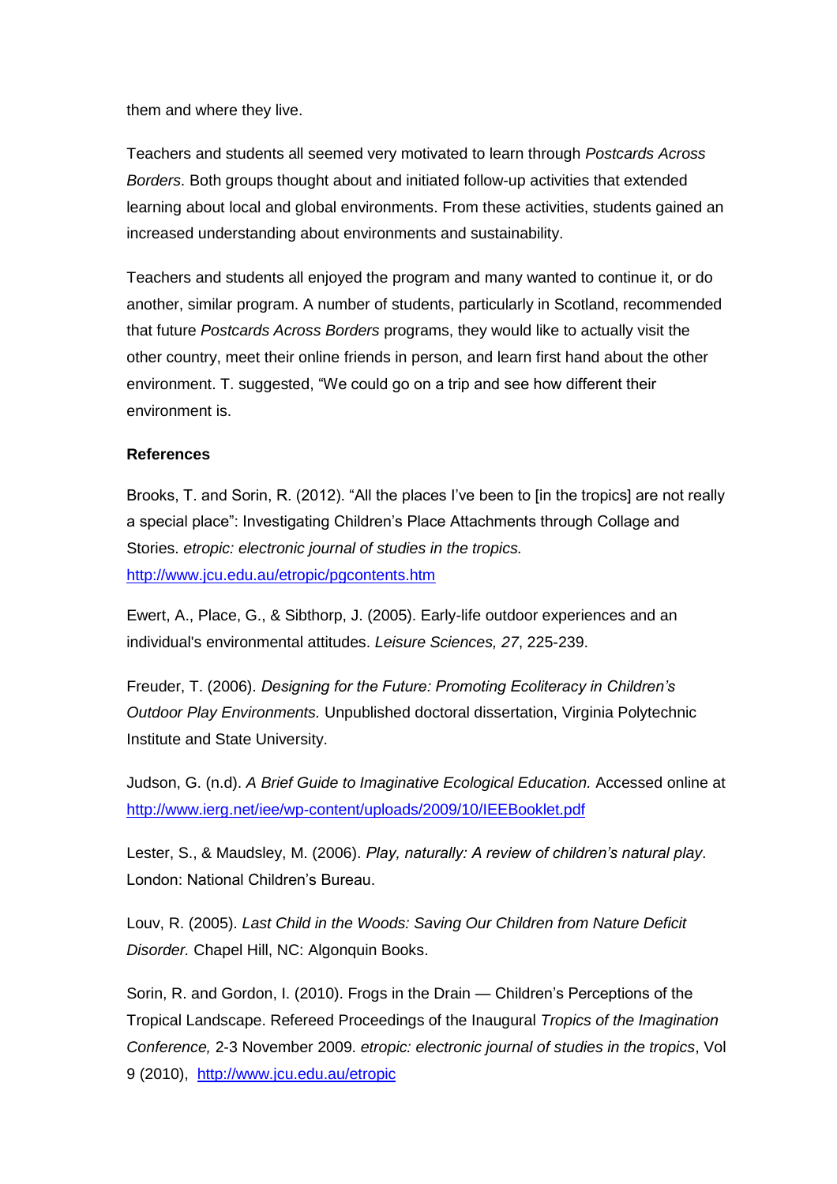them and where they live.

Teachers and students all seemed very motivated to learn through *Postcards Across Borders*. Both groups thought about and initiated follow-up activities that extended learning about local and global environments. From these activities, students gained an increased understanding about environments and sustainability.

Teachers and students all enjoyed the program and many wanted to continue it, or do another, similar program. A number of students, particularly in Scotland, recommended that future *Postcards Across Borders* programs, they would like to actually visit the other country, meet their online friends in person, and learn first hand about the other environment. T. suggested, "We could go on a trip and see how different their environment is.

**References**

Brooks, T. and Sorin, R. (2012). "All the places I've been to [in the tropics] are not really a special place": Investigating Children's Place Attachments through Collage and Stories. *etropic: electronic journal of studies in the tropics.* http://www.jcu.edu.au/etropic/pgcontents.htm

Ewert, A., Place, G., & Sibthorp, J. (2005). Early-life outdoor experiences and an individual's environmental attitudes. *Leisure Sciences, 27*, 225-239.

Freuder, T. (2006). *Designing for the Future: Promoting Ecoliteracy in Children's Outdoor Play Environments.* Unpublished doctoral dissertation, Virginia Polytechnic Institute and State University.

Judson, G. (n.d). *A Brief Guide to Imaginative Ecological Education.* Accessed online at http://www.ierg.net/iee/wp-content/uploads/2009/10/IEEBooklet.pdf

Lester, S., & Maudsley, M. (2006). *Play, naturally: A review of children's natural play*. London: National Children's Bureau.

Louv, R. (2005). *Last Child in the Woods: Saving Our Children from Nature Deficit Disorder.* Chapel Hill, NC: Algonquin Books.

Sorin, R. and Gordon, I. (2010). Frogs in the Drain — Children's Perceptions of the Tropical Landscape. Refereed Proceedings of the Inaugural *Tropics of the Imagination Conference,* 2-3 November 2009. *etropic: electronic journal of studies in the tropics*, Vol 9 (2010), http://www.jcu.edu.au/etropic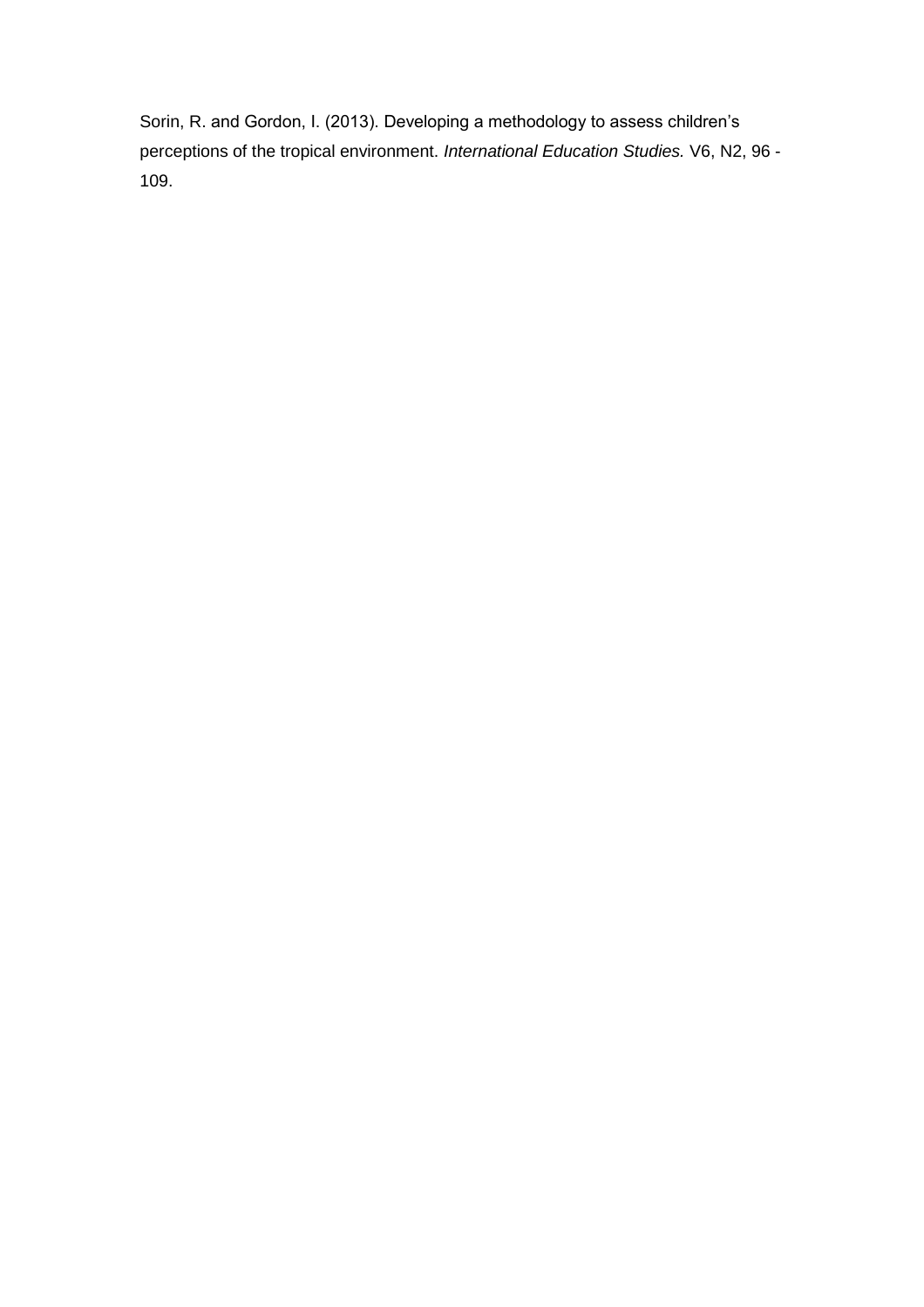Sorin, R. and Gordon, I. (2013). Developing a methodology to assess children's perceptions of the tropical environment. *International Education Studies.* V6, N2, 96 - 109.